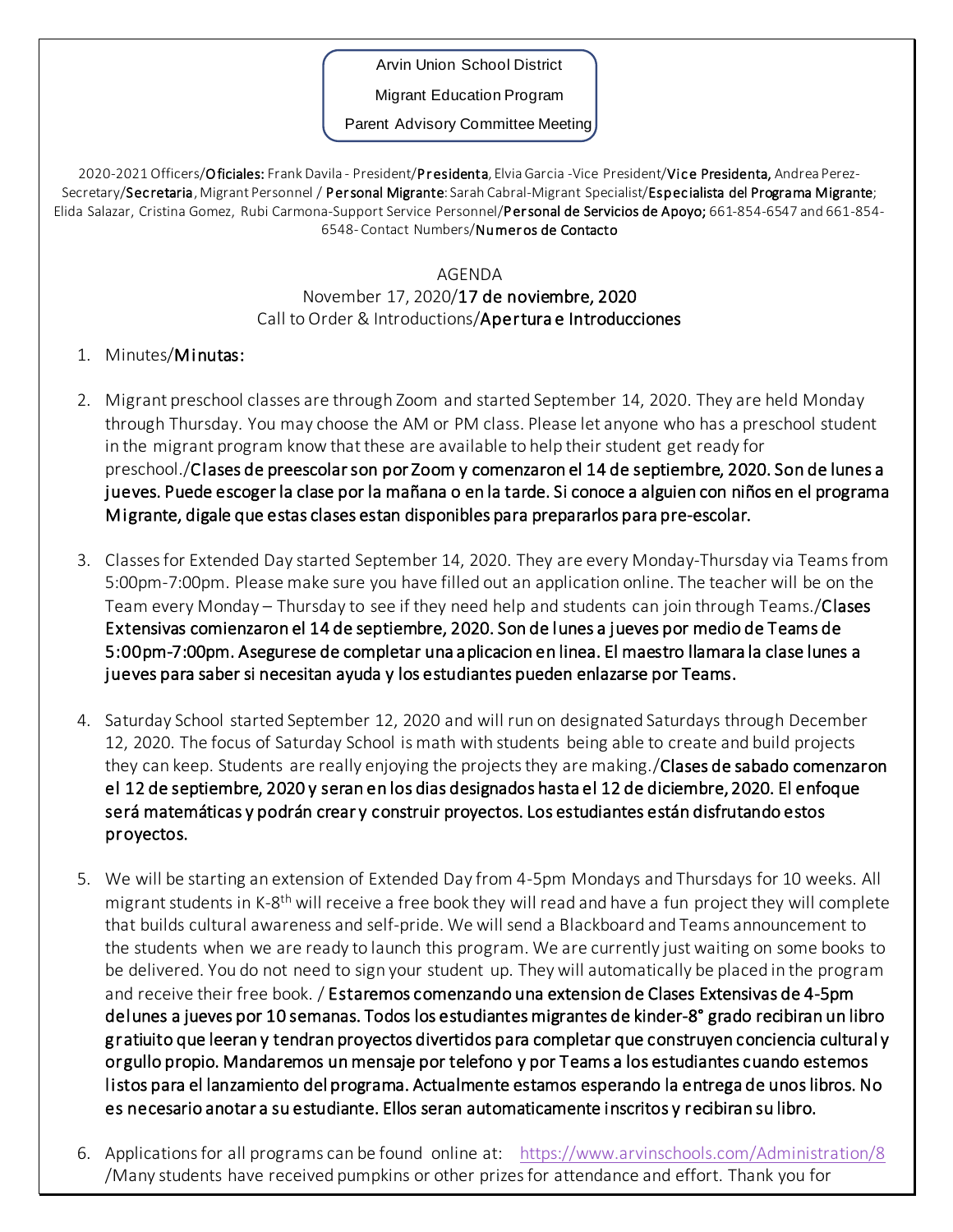Arvin Union School District

Migrant Education Program

Parent Advisory Committee Meeting

2020-2021 Officers/**Oficiales:** Frank Davila - President/**Presidenta**, Elvia Garcia -Vice President/**Vice Presidenta,** Andrea Perez-Secretary/**Secretaria**, Migrant Personnel / **Personal Migrante**: Sarah Cabral-Migrant Specialist/**Especialista del Programa Migrante**; Elida Salazar, Cristina Gomez, Rubi Carmona-Support Service Personnel/**Personal de Servicios de Apoyo;** 661-854-6547 and 661-854-6548- Contact Numbers/**Numeros de Contacto**

AGENDA

November 17, 2020/**17 de noviembre, 2020**

Call to Order & Introductions/**Apertura e Introducciones**

1. Minutes/**Minutas:**

2. Migrant preschool classes are through Zoom and started September 14, 2020. They are held Monday through Thursday. You may choose the AM or PM class. Please let anyone who has a preschool student in the migrant program know that these are available to help their student get ready for preschool./**Clases de preescolar son por Zoom y comenzaron el 14 de septiembre, 2020. Son de lunes a jueves. Puede escoger la clase por la mañana o en la tarde. Si conoce a alguien con niños en el programa Migrante, digale que estas clases estan disponibles para prepararlos para pre-escolar.**

3. Classes for Extended Day started September 14, 2020. They are every Monday-Thursday via Teams from 5:00pm-7:00pm. Please make sure you have filled out an application online. The teacher will be on the Team every Monday – Thursday to see if they need help and students can join through Teams./**Clases Extensivas comienzaron el 14 de septiembre, 2020. Son de lunes a jueves por medio de Teams de 5:00pm-7:00pm. Asegurese de completar una aplicacion en linea. El maestro llamara la clase lunes a jueves para saber si necesitan ayuda y los estudiantes pueden enlazarse por Teams.**

4. Saturday School started September 12, 2020 and will run on designated Saturdays through December 12, 2020. The focus of Saturday School is math with students being able to create and build projects they can keep. Students are really enjoying the projects they are making./**Clases de sabado comenzaron el 12 de septiembre, 2020 y seran en los dias designados hasta el 12 de diciembre, 2020. El enfoque será matemáticas y podrán crear y construir proyectos. Los estudiantes están disfrutando estos proyectos.**

5. We will be starting an extension of Extended Day from 4-5pm Mondays and Thursdays for 10 weeks. All migrant students in K-8th will receive a free book they will read and have a fun project they will complete that builds cultural awareness and self-pride. We will send a Blackboard and Teams announcement to the students when we are ready to launch this program. We are currently just waiting on some books to be delivered. You do not need to sign your student up. They will automatically be placed in the program and receive their free book. / **Estaremos comenzando una extension de Clases Extensivas de 4-5pm del lunes a jueves por 10 semanas. Todos los estudiantes migrantes de kinder-8° grado recibiran un libro gratuito que leeran y tendran proyectos divertidos para completar que construyen conciencia cultural y orgullo propio. Mandaremos un mensaje por telefono y por Teams a los estudiantes cuando estemos listos para el lanzamiento del programa. Actualmente estamos esperando la entrega de unos libros. No es necesario anotar a su estudiante. Ellos seran automaticamente inscritos y recibiran su libro.**

6. Applications for all programs can be found online at: https://www.arvinschools.com/Administration/8 /Many students have received pumpkins or other prizes for attendance and effort. Thank you for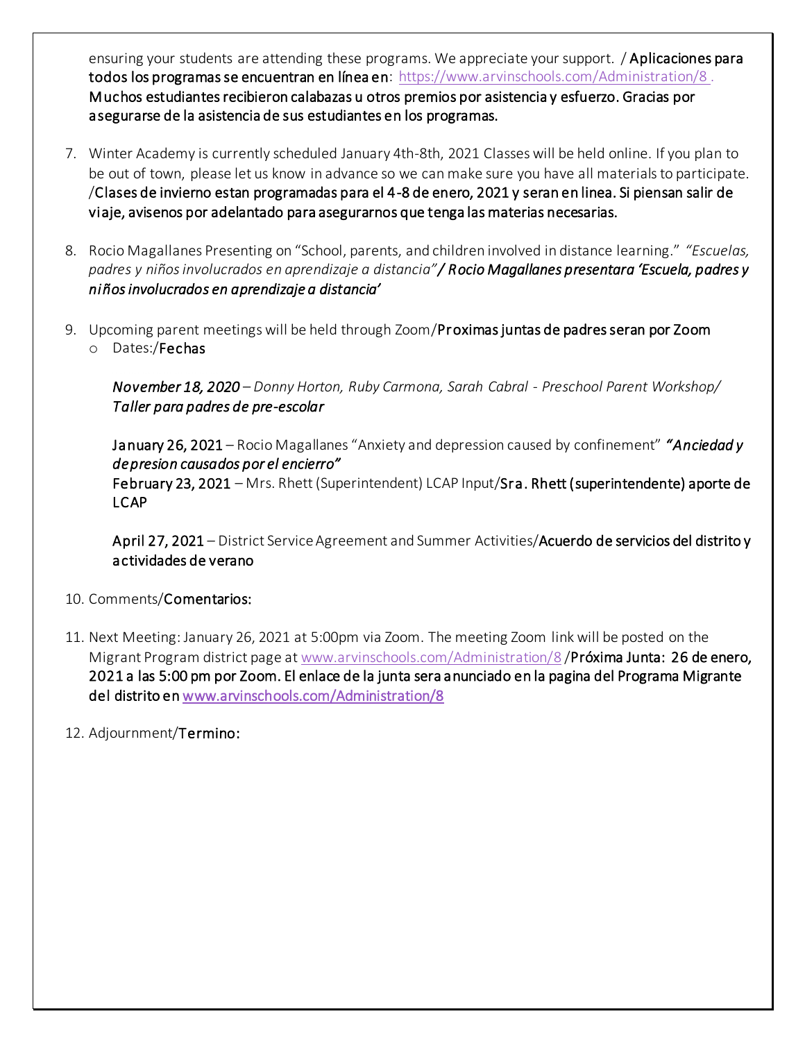ensuring your students are attending these programs. We appreciate your support. / **Aplicaciones para todos los programas se encuentran en línea en**: https://www.arvinschools.com/Administration/8 . **Muchos estudiantes recibieron calabazas u otros premios por asistencia y esfuerzo. Gracias por asegurarse de la asistencia de sus estudiantes en los programas.**

7. Winter Academy is currently scheduled January 4th-8th, 2021 Classes will be held online. If you plan to be out of town, please let us know in advance so we can make sure you have all materials to participate. /**Clases de invierno estan programadas para el 4-8 de enero, 2021 y seran en linea. Si piensan salir de viaje, avisenos por adelantado para asegurarnos que tenga las materias necesarias.**

8. Rocio Magallanes Presenting on "School, parents, and children involved in distance learning." *"Escuelas, padres y niños involucrados en aprendizaje a distancia"* ***/ Rocio Magallanes presentara 'Escuela, padres y niños involucrados en aprendizaje a distancia'***

9. Upcoming parent meetings will be held through Zoom/**Proximas juntas de padres seran por Zoom**
   - Dates:/**Fechas**

     ***November 18, 2020*** *– Donny Horton, Ruby Carmona, Sarah Cabral - Preschool Parent Workshop/* ***Taller para padres de pre-escolar***

     **January 26, 2021** – Rocio Magallanes "Anxiety and depression caused by confinement" ***"Anciedad y depresion causados por el encierro"***
     **February 23, 2021** – Mrs. Rhett (Superintendent) LCAP Input/**Sra. Rhett (superintendente) aporte de LCAP**

     **April 27, 2021** – District Service Agreement and Summer Activities/**Acuerdo de servicios del distrito y actividades de verano**

10. Comments/**Comentarios:**

11. Next Meeting: January 26, 2021 at 5:00pm via Zoom. The meeting Zoom link will be posted on the Migrant Program district page at www.arvinschools.com/Administration/8 /**Próxima Junta: 26 de enero, 2021 a las 5:00 pm por Zoom. El enlace de la junta sera anunciado en la pagina del Programa Migrante del distrito en www.arvinschools.com/Administration/8**

12. Adjournment/**Termino:**